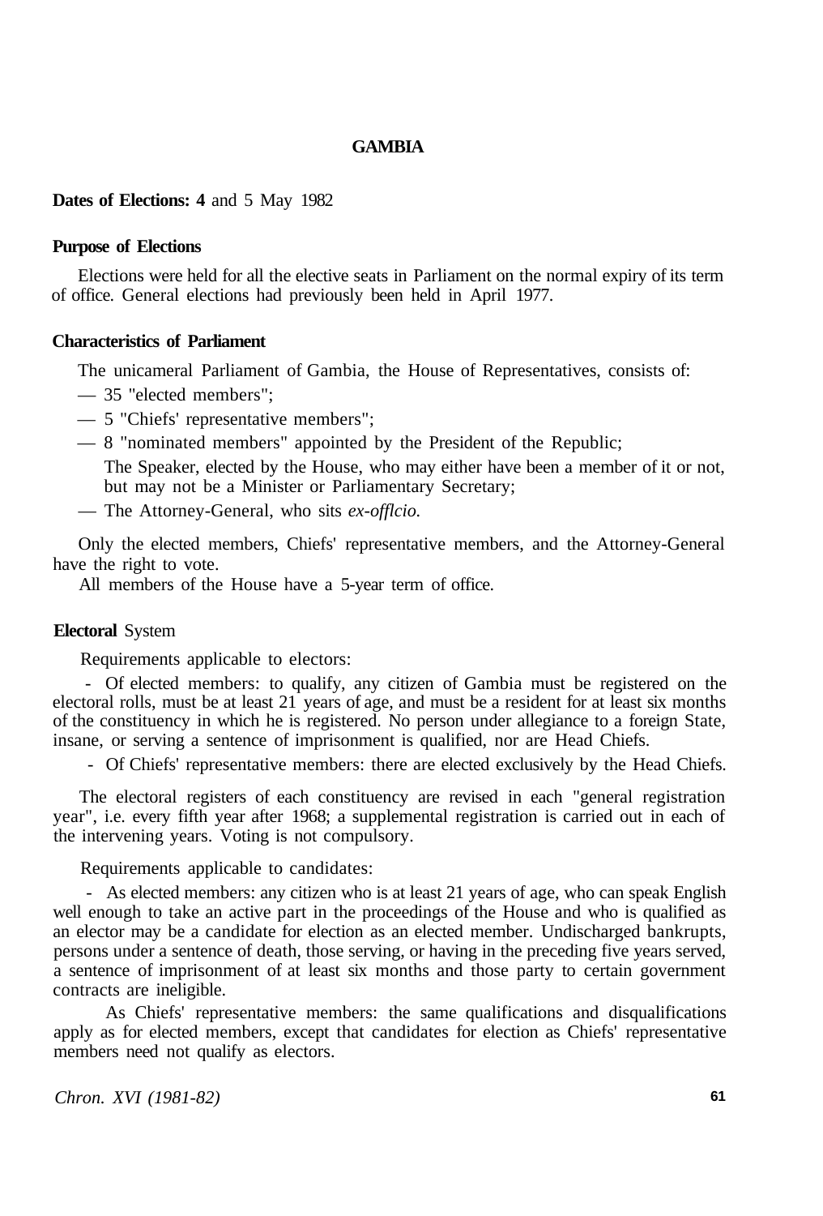# GAMBIA

**Dates of Elections: 4** and 5 May 1982

**Purpose of Elections**

Elections were held for all the elective seats in Parliament on the normal expiry of its term of office. General elections had previously been held in April 1977.

**Characteristics of Parliament**

The unicameral Parliament of Gambia, the House of Representatives, consists of:

- — 35 "elected members";
- — 5 "Chiefs' representative members";
- — 8 "nominated members" appointed by the President of the Republic;

  The Speaker, elected by the House, who may either have been a member of it or not, but may not be a Minister or Parliamentary Secretary;
- — The Attorney-General, who sits *ex-offlcio.*

Only the elected members, Chiefs' representative members, and the Attorney-General have the right to vote.

All members of the House have a 5-year term of office.

**Electoral** System

Requirements applicable to electors:

- Of elected members: to qualify, any citizen of Gambia must be registered on the electoral rolls, must be at least 21 years of age, and must be a resident for at least six months of the constituency in which he is registered. No person under allegiance to a foreign State, insane, or serving a sentence of imprisonment is qualified, nor are Head Chiefs.
- Of Chiefs' representative members: there are elected exclusively by the Head Chiefs.

The electoral registers of each constituency are revised in each "general registration year", i.e. every fifth year after 1968; a supplemental registration is carried out in each of the intervening years. Voting is not compulsory.

Requirements applicable to candidates:

- As elected members: any citizen who is at least 21 years of age, who can speak English well enough to take an active part in the proceedings of the House and who is qualified as an elector may be a candidate for election as an elected member. Undischarged bankrupts, persons under a sentence of death, those serving, or having in the preceding five years served, a sentence of imprisonment of at least six months and those party to certain government contracts are ineligible.

As Chiefs' representative members: the same qualifications and disqualifications apply as for elected members, except that candidates for election as Chiefs' representative members need not qualify as electors.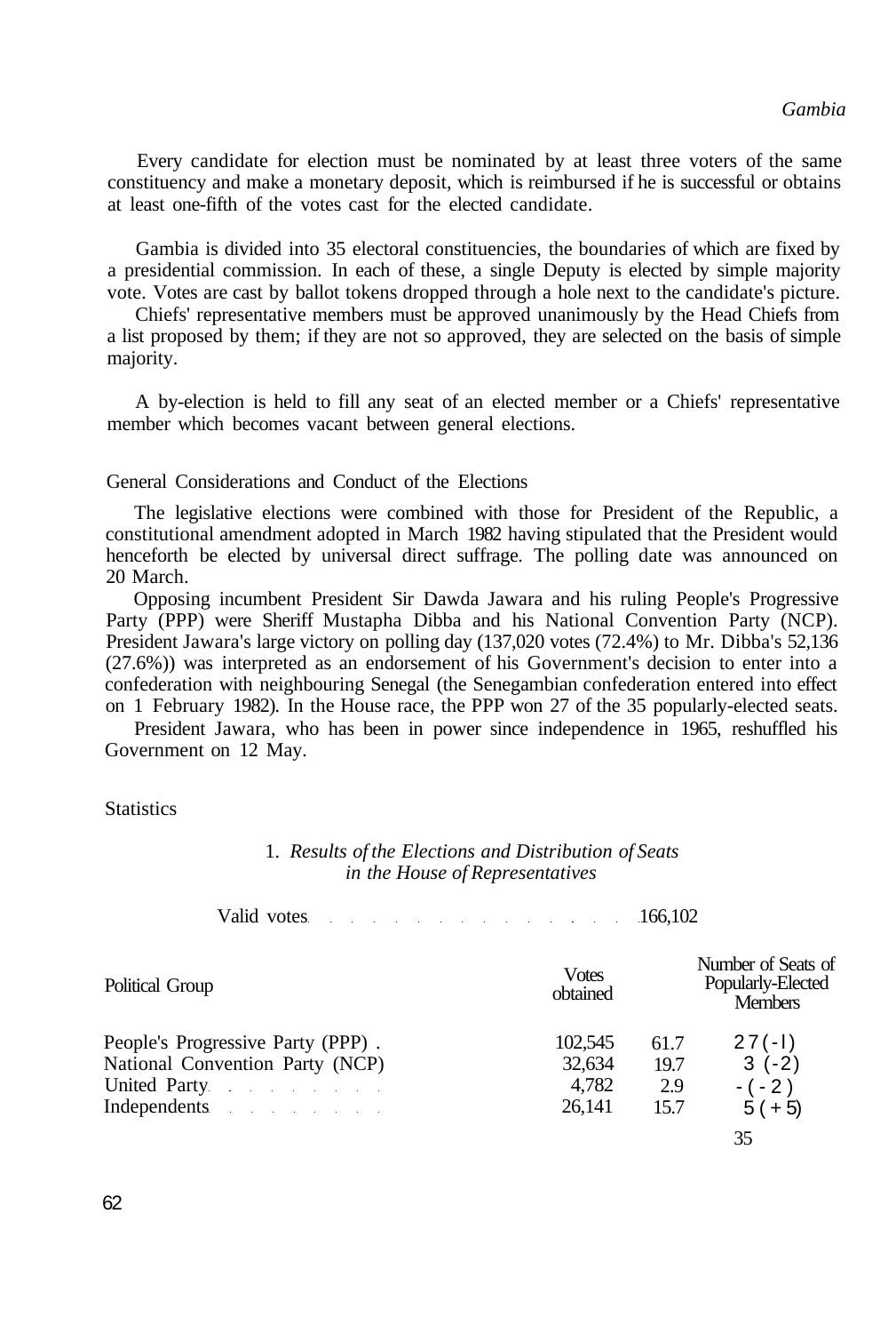Every candidate for election must be nominated by at least three voters of the same constituency and make a monetary deposit, which is reimbursed if he is successful or obtains at least one-fifth of the votes cast for the elected candidate.

Gambia is divided into 35 electoral constituencies, the boundaries of which are fixed by a presidential commission. In each of these, a single Deputy is elected by simple majority vote. Votes are cast by ballot tokens dropped through a hole next to the candidate's picture.

Chiefs' representative members must be approved unanimously by the Head Chiefs from a list proposed by them; if they are not so approved, they are selected on the basis of simple majority.

A by-election is held to fill any seat of an elected member or a Chiefs' representative member which becomes vacant between general elections.

## General Considerations and Conduct of the Elections

The legislative elections were combined with those for President of the Republic, a constitutional amendment adopted in March 1982 having stipulated that the President would henceforth be elected by universal direct suffrage. The polling date was announced on 20 March.

Opposing incumbent President Sir Dawda Jawara and his ruling People's Progressive Party (PPP) were Sheriff Mustapha Dibba and his National Convention Party (NCP). President Jawara's large victory on polling day (137,020 votes (72.4%) to Mr. Dibba's 52,136 (27.6%)) was interpreted as an endorsement of his Government's decision to enter into a confederation with neighbouring Senegal (the Senegambian confederation entered into effect on 1 February 1982). In the House race, the PPP won 27 of the 35 popularly-elected seats.

President Jawara, who has been in power since independence in 1965, reshuffled his Government on 12 May.

## Statistics

### 1. *Results of the Elections and Distribution of Seats in the House of Representatives*

Valid votes . . . . . . . . . . . . . . . . 166,102

| Political Group | Votes obtained | | Number of Seats of Popularly-Elected Members |
|---|---|---|---|
| People's Progressive Party (PPP) . | 102,545 | 61.7 | 27 (-1) |
| National Convention Party (NCP) | 32,634 | 19.7 | 3 (-2) |
| United Party . . . . . . . . . . | 4,782 | 2.9 | - (-2) |
| Independents . . . . . . . . . . | 26,141 | 15.7 | 5 (+5) |
| | | | 35 |